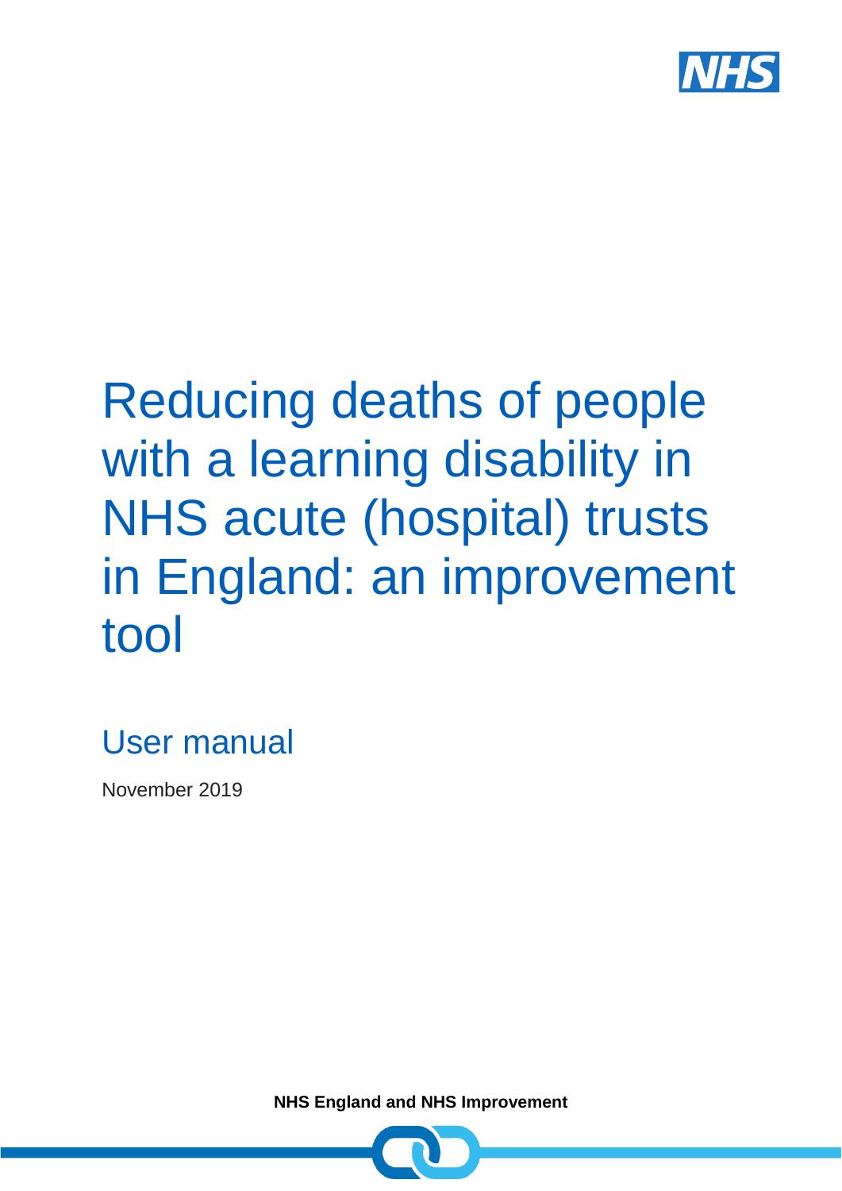# Reducing deaths of people with a learning disability in NHS acute (hospital) trusts in England: an improvement tool

## User manual

November 2019

**NHS England and NHS Improvement**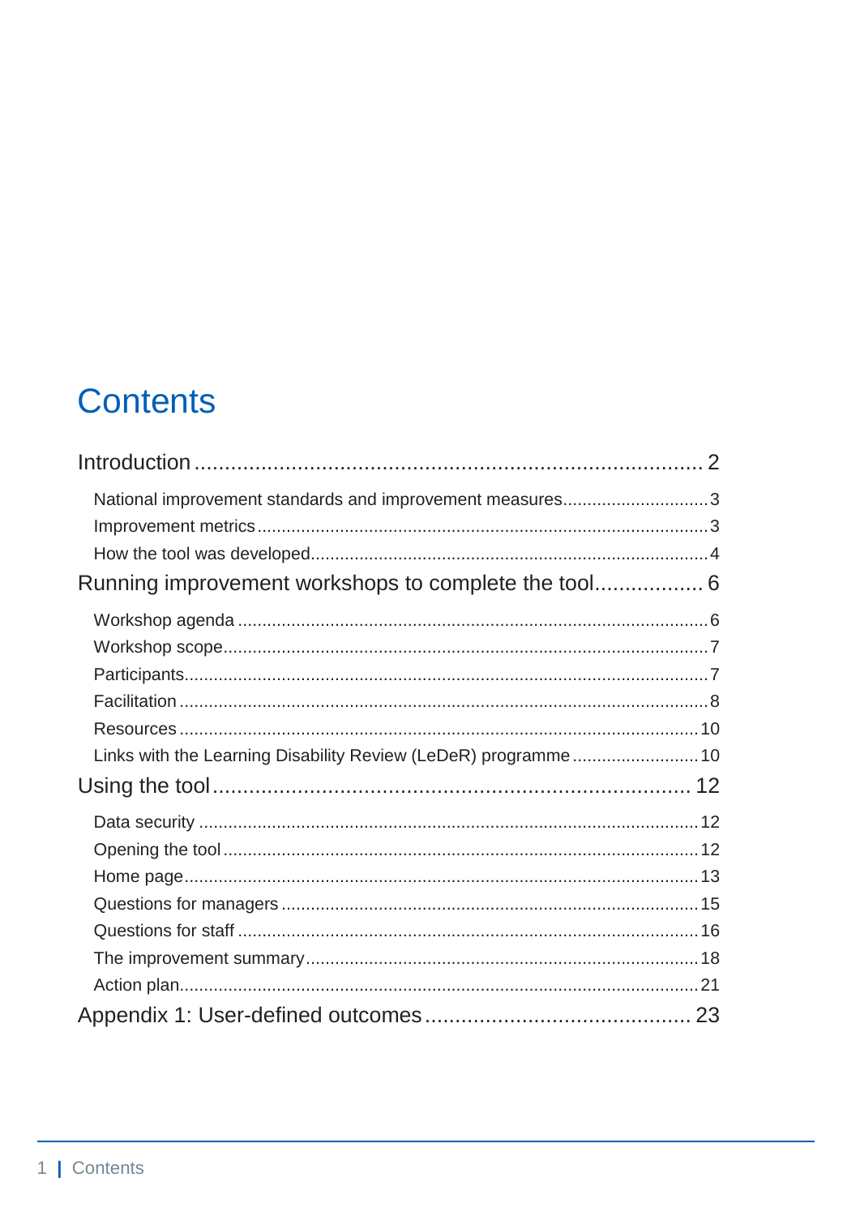# Contents

Introduction ........ 2

- National improvement standards and improvement measures ........ 3
- Improvement metrics ........ 3
- How the tool was developed ........ 4

Running improvement workshops to complete the tool ........ 6

- Workshop agenda ........ 6
- Workshop scope ........ 7
- Participants ........ 7
- Facilitation ........ 8
- Resources ........ 10
- Links with the Learning Disability Review (LeDeR) programme ........ 10

Using the tool ........ 12

- Data security ........ 12
- Opening the tool ........ 12
- Home page ........ 13
- Questions for managers ........ 15
- Questions for staff ........ 16
- The improvement summary ........ 18
- Action plan ........ 21

Appendix 1: User-defined outcomes ........ 23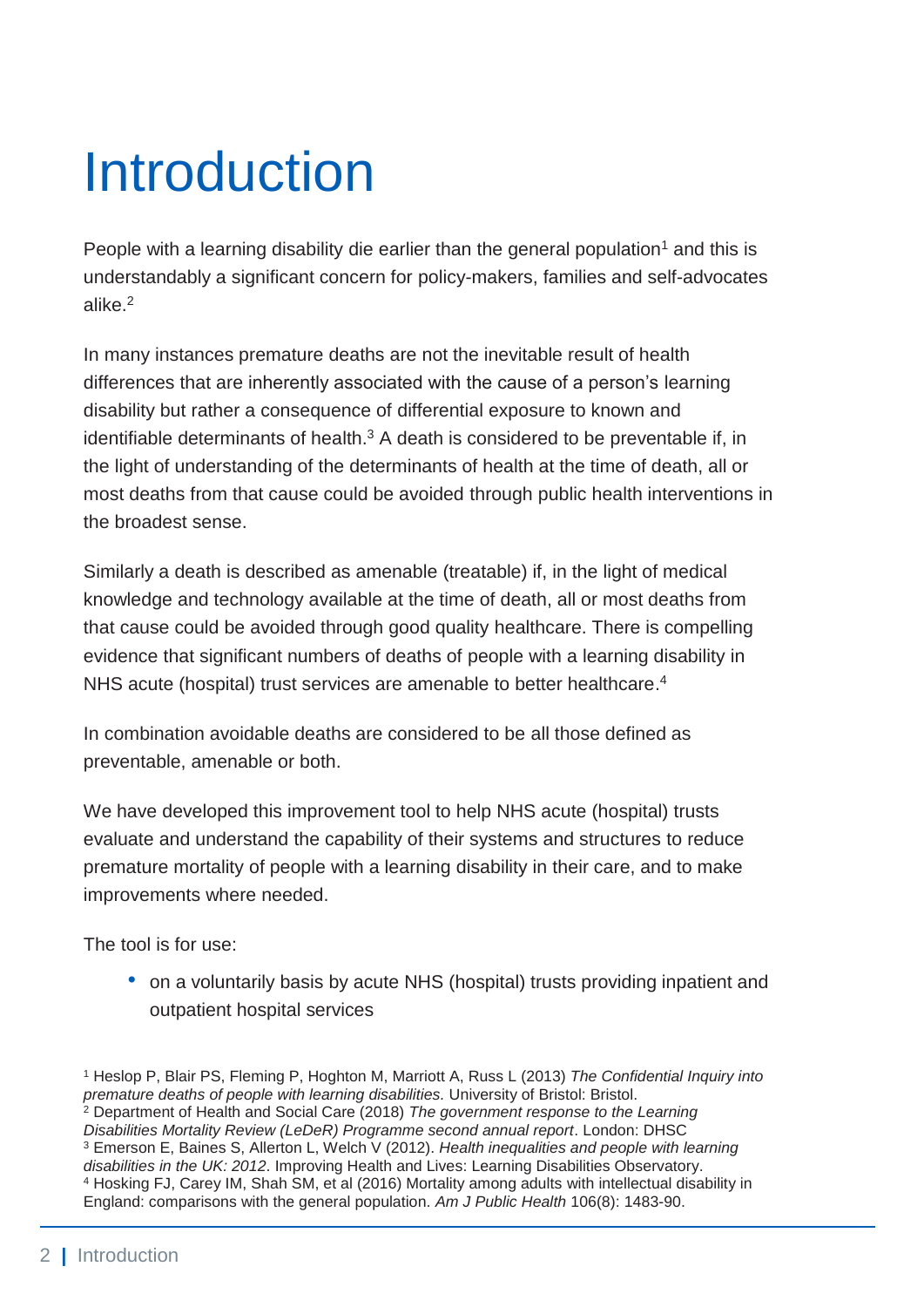# Introduction

People with a learning disability die earlier than the general population[1] and this is understandably a significant concern for policy-makers, families and self-advocates alike.[2]

In many instances premature deaths are not the inevitable result of health differences that are inherently associated with the cause of a person's learning disability but rather a consequence of differential exposure to known and identifiable determinants of health.[3] A death is considered to be preventable if, in the light of understanding of the determinants of health at the time of death, all or most deaths from that cause could be avoided through public health interventions in the broadest sense.

Similarly a death is described as amenable (treatable) if, in the light of medical knowledge and technology available at the time of death, all or most deaths from that cause could be avoided through good quality healthcare. There is compelling evidence that significant numbers of deaths of people with a learning disability in NHS acute (hospital) trust services are amenable to better healthcare.[4]

In combination avoidable deaths are considered to be all those defined as preventable, amenable or both.

We have developed this improvement tool to help NHS acute (hospital) trusts evaluate and understand the capability of their systems and structures to reduce premature mortality of people with a learning disability in their care, and to make improvements where needed.

The tool is for use:

- on a voluntarily basis by acute NHS (hospital) trusts providing inpatient and outpatient hospital services

[1] Heslop P, Blair PS, Fleming P, Hoghton M, Marriott A, Russ L (2013) *The Confidential Inquiry into premature deaths of people with learning disabilities.* University of Bristol: Bristol.
[2] Department of Health and Social Care (2018) *The government response to the Learning Disabilities Mortality Review (LeDeR) Programme second annual report*. London: DHSC
[3] Emerson E, Baines S, Allerton L, Welch V (2012). *Health inequalities and people with learning disabilities in the UK: 2012*. Improving Health and Lives: Learning Disabilities Observatory.
[4] Hosking FJ, Carey IM, Shah SM, et al (2016) Mortality among adults with intellectual disability in England: comparisons with the general population. *Am J Public Health* 106(8): 1483-90.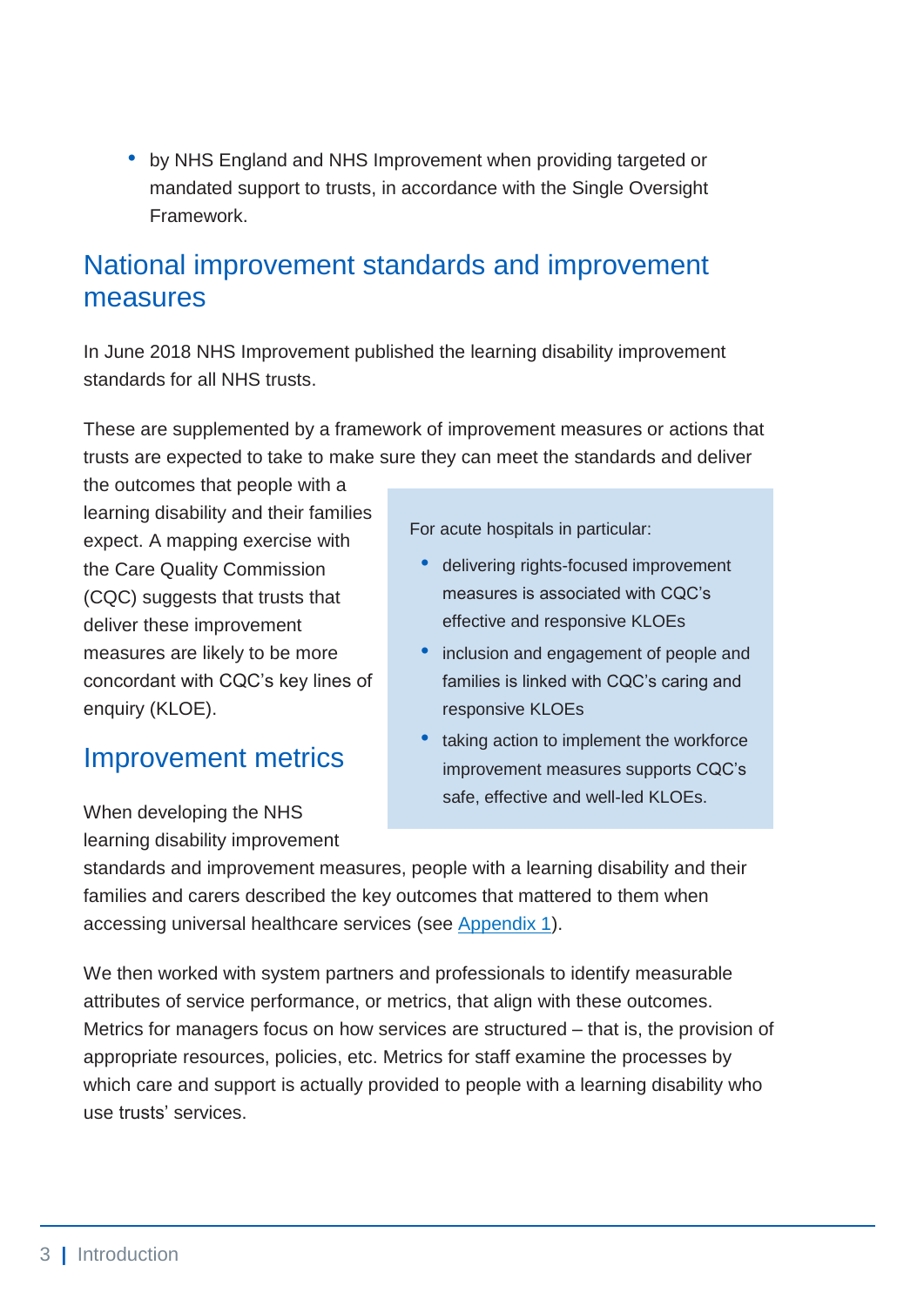- by NHS England and NHS Improvement when providing targeted or mandated support to trusts, in accordance with the Single Oversight Framework.

## National improvement standards and improvement measures

In June 2018 NHS Improvement published the learning disability improvement standards for all NHS trusts.

These are supplemented by a framework of improvement measures or actions that trusts are expected to take to make sure they can meet the standards and deliver the outcomes that people with a learning disability and their families expect. A mapping exercise with the Care Quality Commission (CQC) suggests that trusts that deliver these improvement measures are likely to be more concordant with CQC's key lines of enquiry (KLOE).

> For acute hospitals in particular:
>
> - delivering rights-focused improvement measures is associated with CQC's effective and responsive KLOEs
> - inclusion and engagement of people and families is linked with CQC's caring and responsive KLOEs
> - taking action to implement the workforce improvement measures supports CQC's safe, effective and well-led KLOEs.

## Improvement metrics

When developing the NHS learning disability improvement standards and improvement measures, people with a learning disability and their families and carers described the key outcomes that mattered to them when accessing universal healthcare services (see Appendix 1).

We then worked with system partners and professionals to identify measurable attributes of service performance, or metrics, that align with these outcomes. Metrics for managers focus on how services are structured – that is, the provision of appropriate resources, policies, etc. Metrics for staff examine the processes by which care and support is actually provided to people with a learning disability who use trusts' services.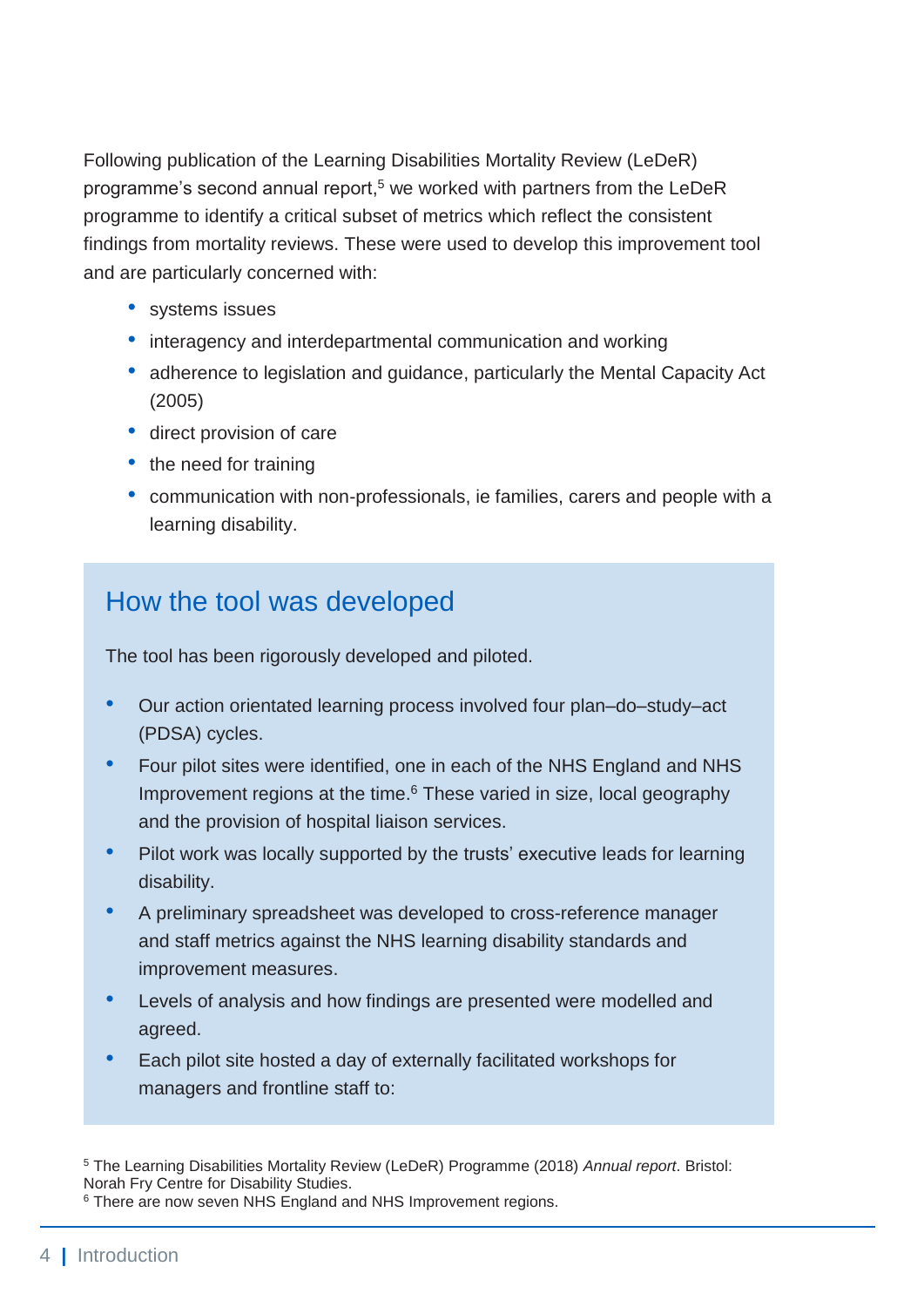Following publication of the Learning Disabilities Mortality Review (LeDeR) programme's second annual report,[5] we worked with partners from the LeDeR programme to identify a critical subset of metrics which reflect the consistent findings from mortality reviews. These were used to develop this improvement tool and are particularly concerned with:

- systems issues
- interagency and interdepartmental communication and working
- adherence to legislation and guidance, particularly the Mental Capacity Act (2005)
- direct provision of care
- the need for training
- communication with non-professionals, ie families, carers and people with a learning disability.

## How the tool was developed

The tool has been rigorously developed and piloted.

- Our action orientated learning process involved four plan–do–study–act (PDSA) cycles.
- Four pilot sites were identified, one in each of the NHS England and NHS Improvement regions at the time.[6] These varied in size, local geography and the provision of hospital liaison services.
- Pilot work was locally supported by the trusts' executive leads for learning disability.
- A preliminary spreadsheet was developed to cross-reference manager and staff metrics against the NHS learning disability standards and improvement measures.
- Levels of analysis and how findings are presented were modelled and agreed.
- Each pilot site hosted a day of externally facilitated workshops for managers and frontline staff to:

[5] The Learning Disabilities Mortality Review (LeDeR) Programme (2018) *Annual report*. Bristol: Norah Fry Centre for Disability Studies.
[6] There are now seven NHS England and NHS Improvement regions.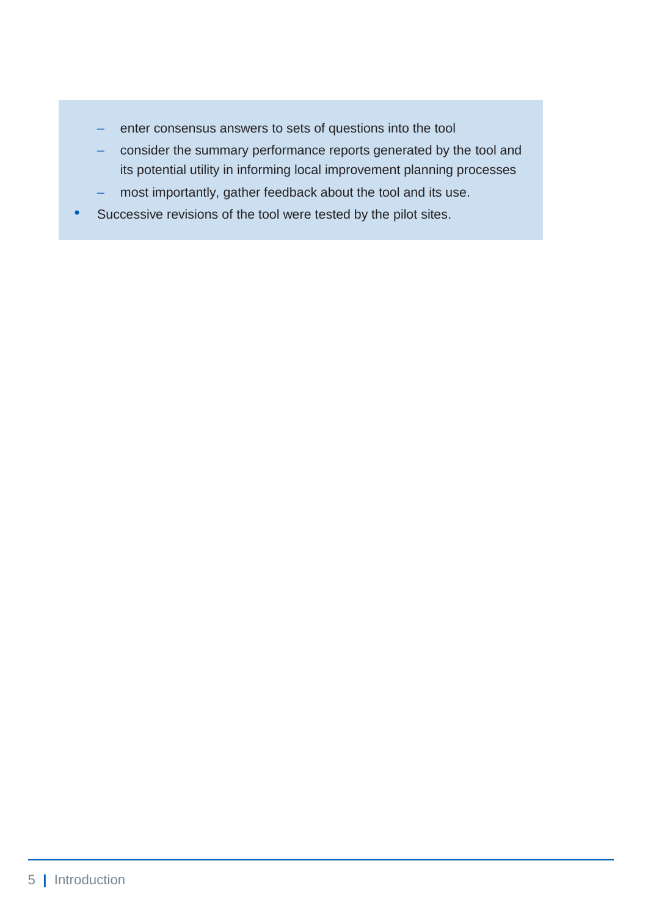- enter consensus answers to sets of questions into the tool
  - consider the summary performance reports generated by the tool and its potential utility in informing local improvement planning processes
  - most importantly, gather feedback about the tool and its use.
- Successive revisions of the tool were tested by the pilot sites.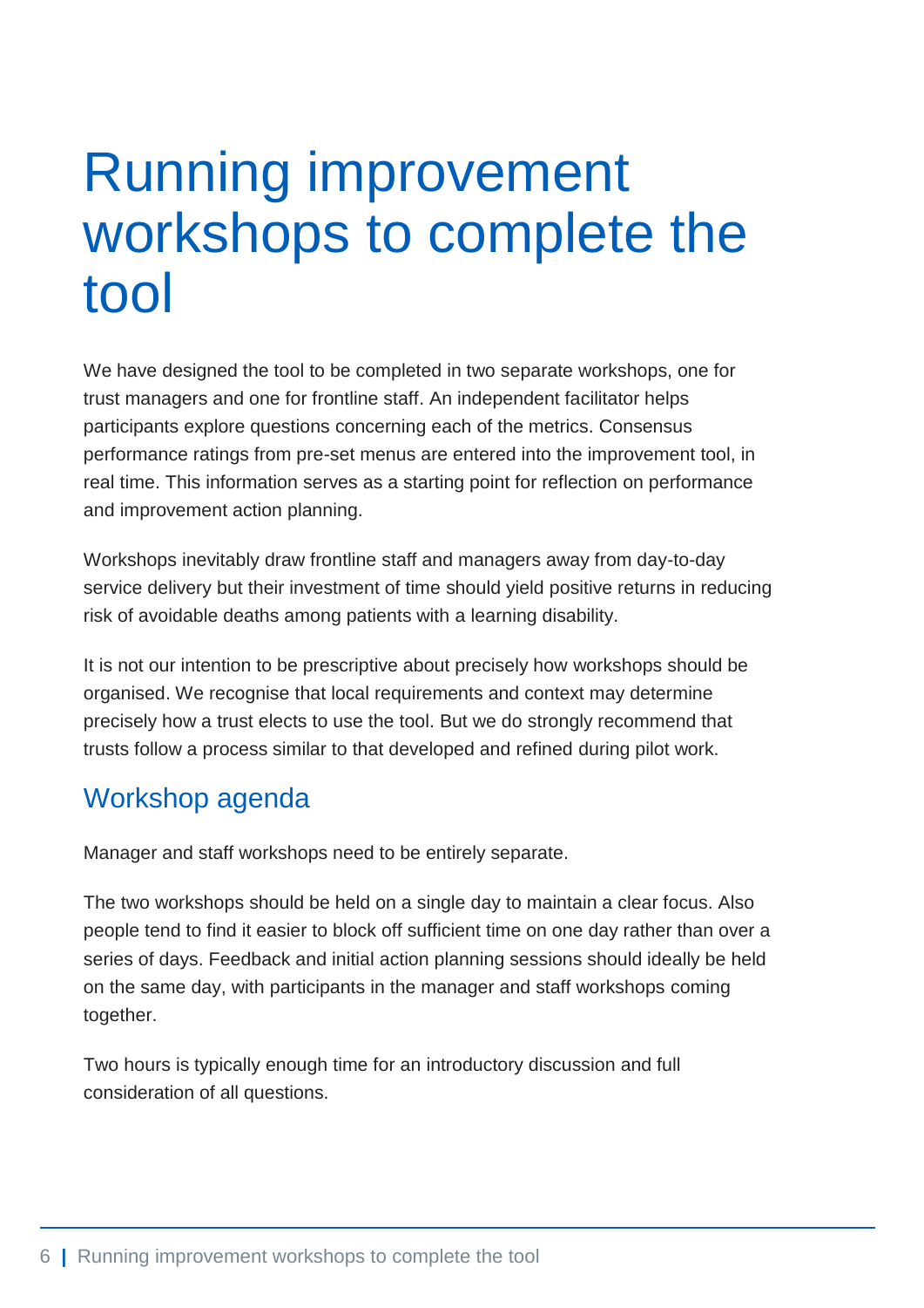# Running improvement workshops to complete the tool

We have designed the tool to be completed in two separate workshops, one for trust managers and one for frontline staff. An independent facilitator helps participants explore questions concerning each of the metrics. Consensus performance ratings from pre-set menus are entered into the improvement tool, in real time. This information serves as a starting point for reflection on performance and improvement action planning.

Workshops inevitably draw frontline staff and managers away from day-to-day service delivery but their investment of time should yield positive returns in reducing risk of avoidable deaths among patients with a learning disability.

It is not our intention to be prescriptive about precisely how workshops should be organised. We recognise that local requirements and context may determine precisely how a trust elects to use the tool. But we do strongly recommend that trusts follow a process similar to that developed and refined during pilot work.

## Workshop agenda

Manager and staff workshops need to be entirely separate.

The two workshops should be held on a single day to maintain a clear focus. Also people tend to find it easier to block off sufficient time on one day rather than over a series of days. Feedback and initial action planning sessions should ideally be held on the same day, with participants in the manager and staff workshops coming together.

Two hours is typically enough time for an introductory discussion and full consideration of all questions.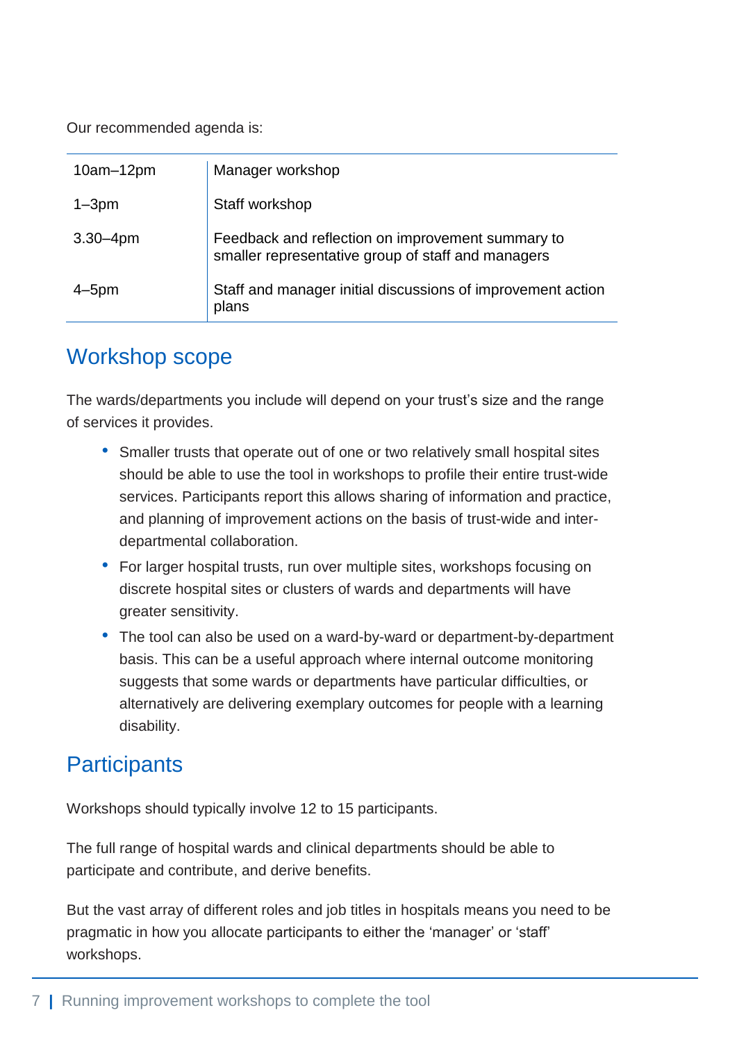Our recommended agenda is:

| | |
|---|---|
| 10am–12pm | Manager workshop |
| 1–3pm | Staff workshop |
| 3.30–4pm | Feedback and reflection on improvement summary to smaller representative group of staff and managers |
| 4–5pm | Staff and manager initial discussions of improvement action plans |

## Workshop scope

The wards/departments you include will depend on your trust's size and the range of services it provides.

- Smaller trusts that operate out of one or two relatively small hospital sites should be able to use the tool in workshops to profile their entire trust-wide services. Participants report this allows sharing of information and practice, and planning of improvement actions on the basis of trust-wide and inter-departmental collaboration.
- For larger hospital trusts, run over multiple sites, workshops focusing on discrete hospital sites or clusters of wards and departments will have greater sensitivity.
- The tool can also be used on a ward-by-ward or department-by-department basis. This can be a useful approach where internal outcome monitoring suggests that some wards or departments have particular difficulties, or alternatively are delivering exemplary outcomes for people with a learning disability.

## Participants

Workshops should typically involve 12 to 15 participants.

The full range of hospital wards and clinical departments should be able to participate and contribute, and derive benefits.

But the vast array of different roles and job titles in hospitals means you need to be pragmatic in how you allocate participants to either the 'manager' or 'staff' workshops.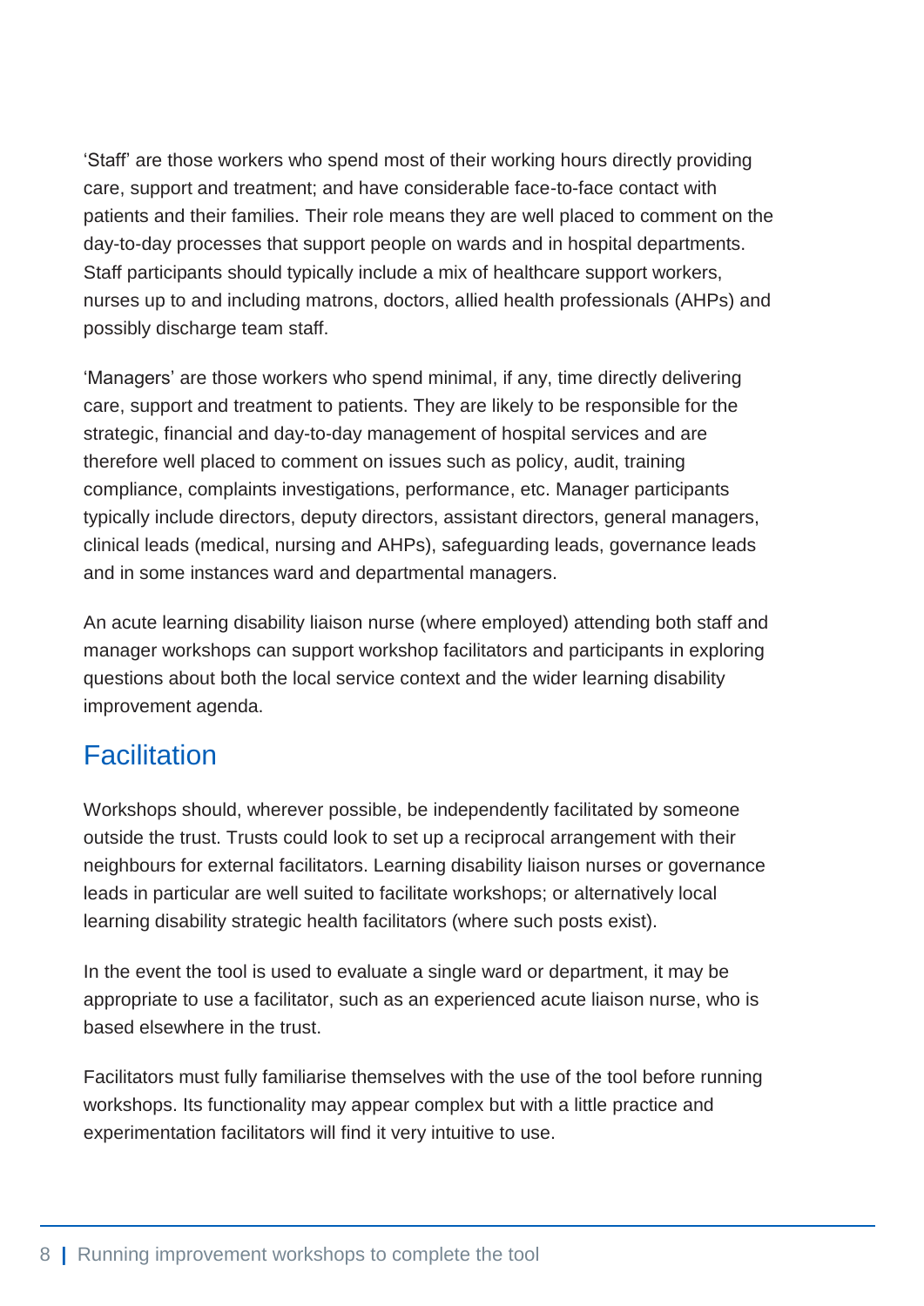‘Staff’ are those workers who spend most of their working hours directly providing care, support and treatment; and have considerable face-to-face contact with patients and their families. Their role means they are well placed to comment on the day-to-day processes that support people on wards and in hospital departments. Staff participants should typically include a mix of healthcare support workers, nurses up to and including matrons, doctors, allied health professionals (AHPs) and possibly discharge team staff.

‘Managers’ are those workers who spend minimal, if any, time directly delivering care, support and treatment to patients. They are likely to be responsible for the strategic, financial and day-to-day management of hospital services and are therefore well placed to comment on issues such as policy, audit, training compliance, complaints investigations, performance, etc. Manager participants typically include directors, deputy directors, assistant directors, general managers, clinical leads (medical, nursing and AHPs), safeguarding leads, governance leads and in some instances ward and departmental managers.

An acute learning disability liaison nurse (where employed) attending both staff and manager workshops can support workshop facilitators and participants in exploring questions about both the local service context and the wider learning disability improvement agenda.

## Facilitation

Workshops should, wherever possible, be independently facilitated by someone outside the trust. Trusts could look to set up a reciprocal arrangement with their neighbours for external facilitators. Learning disability liaison nurses or governance leads in particular are well suited to facilitate workshops; or alternatively local learning disability strategic health facilitators (where such posts exist).

In the event the tool is used to evaluate a single ward or department, it may be appropriate to use a facilitator, such as an experienced acute liaison nurse, who is based elsewhere in the trust.

Facilitators must fully familiarise themselves with the use of the tool before running workshops. Its functionality may appear complex but with a little practice and experimentation facilitators will find it very intuitive to use.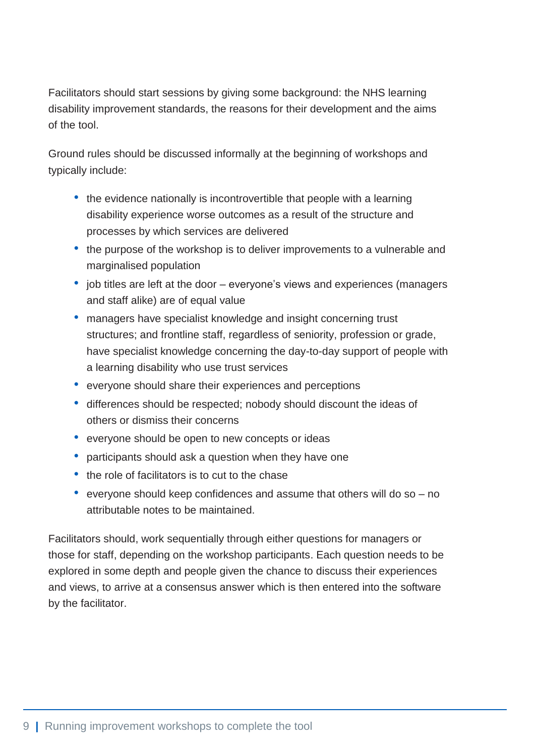Facilitators should start sessions by giving some background: the NHS learning disability improvement standards, the reasons for their development and the aims of the tool.

Ground rules should be discussed informally at the beginning of workshops and typically include:

- the evidence nationally is incontrovertible that people with a learning disability experience worse outcomes as a result of the structure and processes by which services are delivered
- the purpose of the workshop is to deliver improvements to a vulnerable and marginalised population
- job titles are left at the door – everyone's views and experiences (managers and staff alike) are of equal value
- managers have specialist knowledge and insight concerning trust structures; and frontline staff, regardless of seniority, profession or grade, have specialist knowledge concerning the day-to-day support of people with a learning disability who use trust services
- everyone should share their experiences and perceptions
- differences should be respected; nobody should discount the ideas of others or dismiss their concerns
- everyone should be open to new concepts or ideas
- participants should ask a question when they have one
- the role of facilitators is to cut to the chase
- everyone should keep confidences and assume that others will do so – no attributable notes to be maintained.

Facilitators should, work sequentially through either questions for managers or those for staff, depending on the workshop participants. Each question needs to be explored in some depth and people given the chance to discuss their experiences and views, to arrive at a consensus answer which is then entered into the software by the facilitator.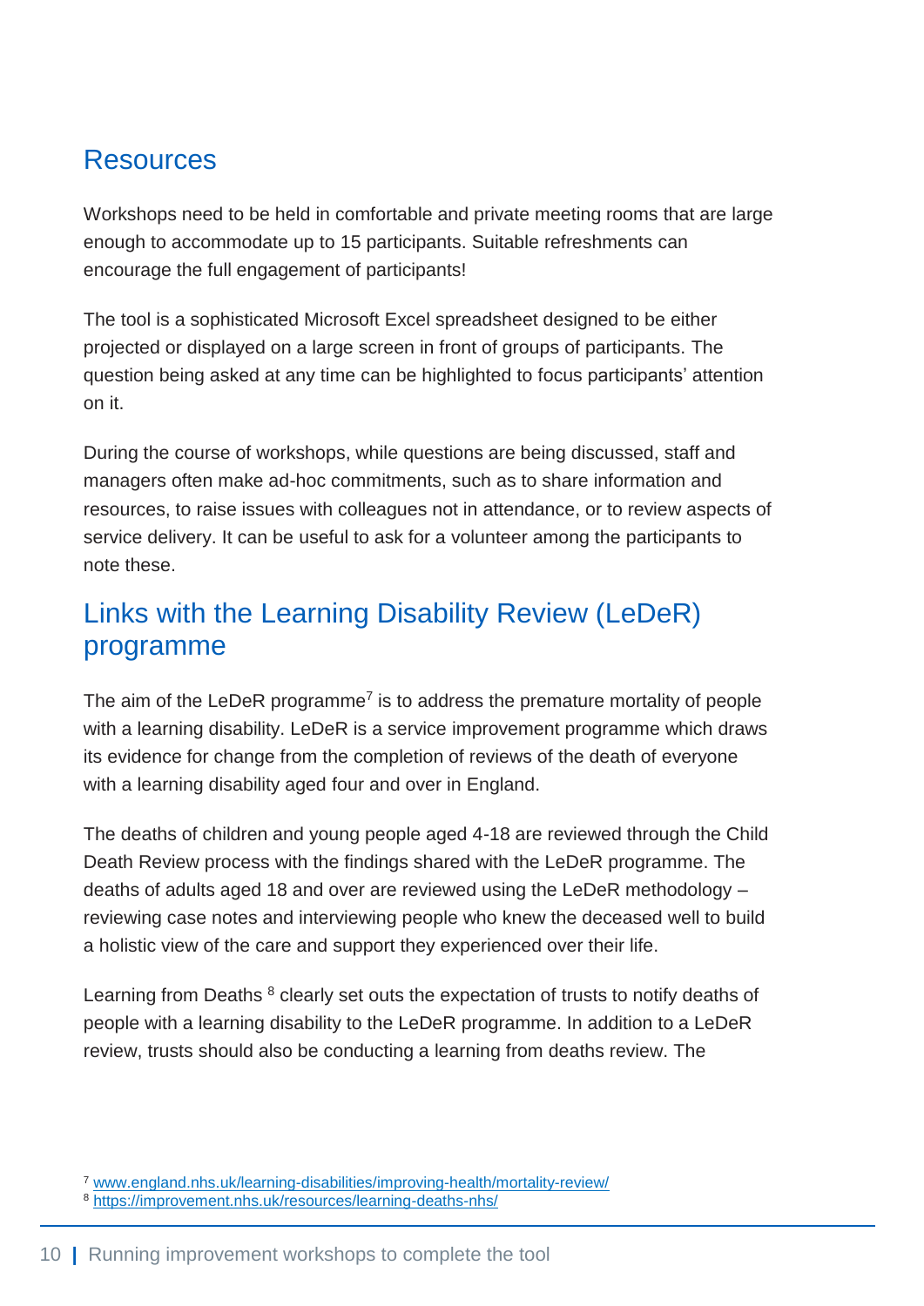## Resources

Workshops need to be held in comfortable and private meeting rooms that are large enough to accommodate up to 15 participants. Suitable refreshments can encourage the full engagement of participants!

The tool is a sophisticated Microsoft Excel spreadsheet designed to be either projected or displayed on a large screen in front of groups of participants. The question being asked at any time can be highlighted to focus participants' attention on it.

During the course of workshops, while questions are being discussed, staff and managers often make ad-hoc commitments, such as to share information and resources, to raise issues with colleagues not in attendance, or to review aspects of service delivery. It can be useful to ask for a volunteer among the participants to note these.

## Links with the Learning Disability Review (LeDeR) programme

The aim of the LeDeR programme[7] is to address the premature mortality of people with a learning disability. LeDeR is a service improvement programme which draws its evidence for change from the completion of reviews of the death of everyone with a learning disability aged four and over in England.

The deaths of children and young people aged 4-18 are reviewed through the Child Death Review process with the findings shared with the LeDeR programme. The deaths of adults aged 18 and over are reviewed using the LeDeR methodology – reviewing case notes and interviewing people who knew the deceased well to build a holistic view of the care and support they experienced over their life.

Learning from Deaths [8] clearly set outs the expectation of trusts to notify deaths of people with a learning disability to the LeDeR programme. In addition to a LeDeR review, trusts should also be conducting a learning from deaths review. The

[7] www.england.nhs.uk/learning-disabilities/improving-health/mortality-review/
[8] https://improvement.nhs.uk/resources/learning-deaths-nhs/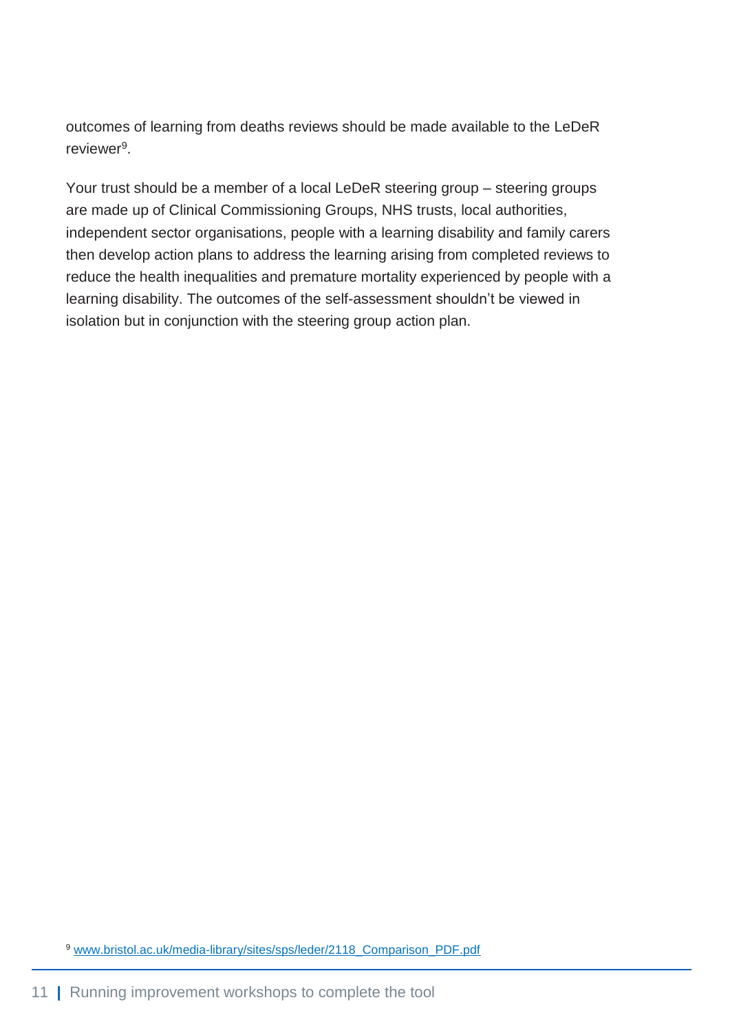outcomes of learning from deaths reviews should be made available to the LeDeR reviewer[9].

Your trust should be a member of a local LeDeR steering group – steering groups are made up of Clinical Commissioning Groups, NHS trusts, local authorities, independent sector organisations, people with a learning disability and family carers then develop action plans to address the learning arising from completed reviews to reduce the health inequalities and premature mortality experienced by people with a learning disability. The outcomes of the self-assessment shouldn't be viewed in isolation but in conjunction with the steering group action plan.

[9] www.bristol.ac.uk/media-library/sites/sps/leder/2118_Comparison_PDF.pdf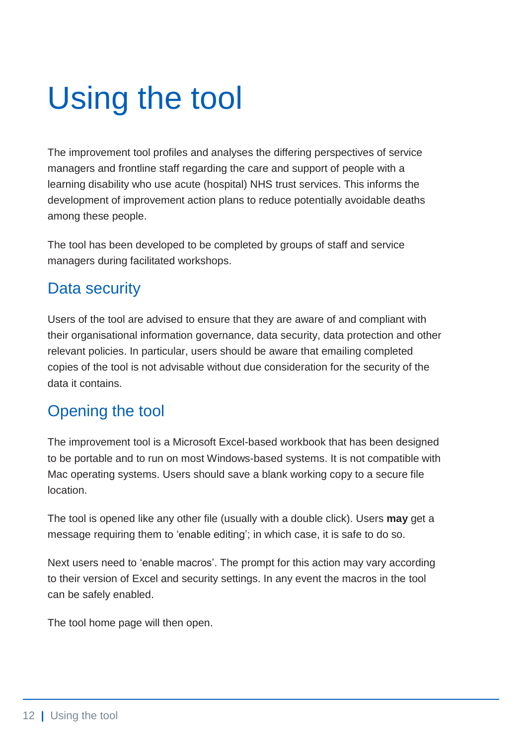# Using the tool

The improvement tool profiles and analyses the differing perspectives of service managers and frontline staff regarding the care and support of people with a learning disability who use acute (hospital) NHS trust services. This informs the development of improvement action plans to reduce potentially avoidable deaths among these people.

The tool has been developed to be completed by groups of staff and service managers during facilitated workshops.

## Data security

Users of the tool are advised to ensure that they are aware of and compliant with their organisational information governance, data security, data protection and other relevant policies. In particular, users should be aware that emailing completed copies of the tool is not advisable without due consideration for the security of the data it contains.

## Opening the tool

The improvement tool is a Microsoft Excel-based workbook that has been designed to be portable and to run on most Windows-based systems. It is not compatible with Mac operating systems. Users should save a blank working copy to a secure file location.

The tool is opened like any other file (usually with a double click). Users **may** get a message requiring them to 'enable editing'; in which case, it is safe to do so.

Next users need to 'enable macros'. The prompt for this action may vary according to their version of Excel and security settings. In any event the macros in the tool can be safely enabled.

The tool home page will then open.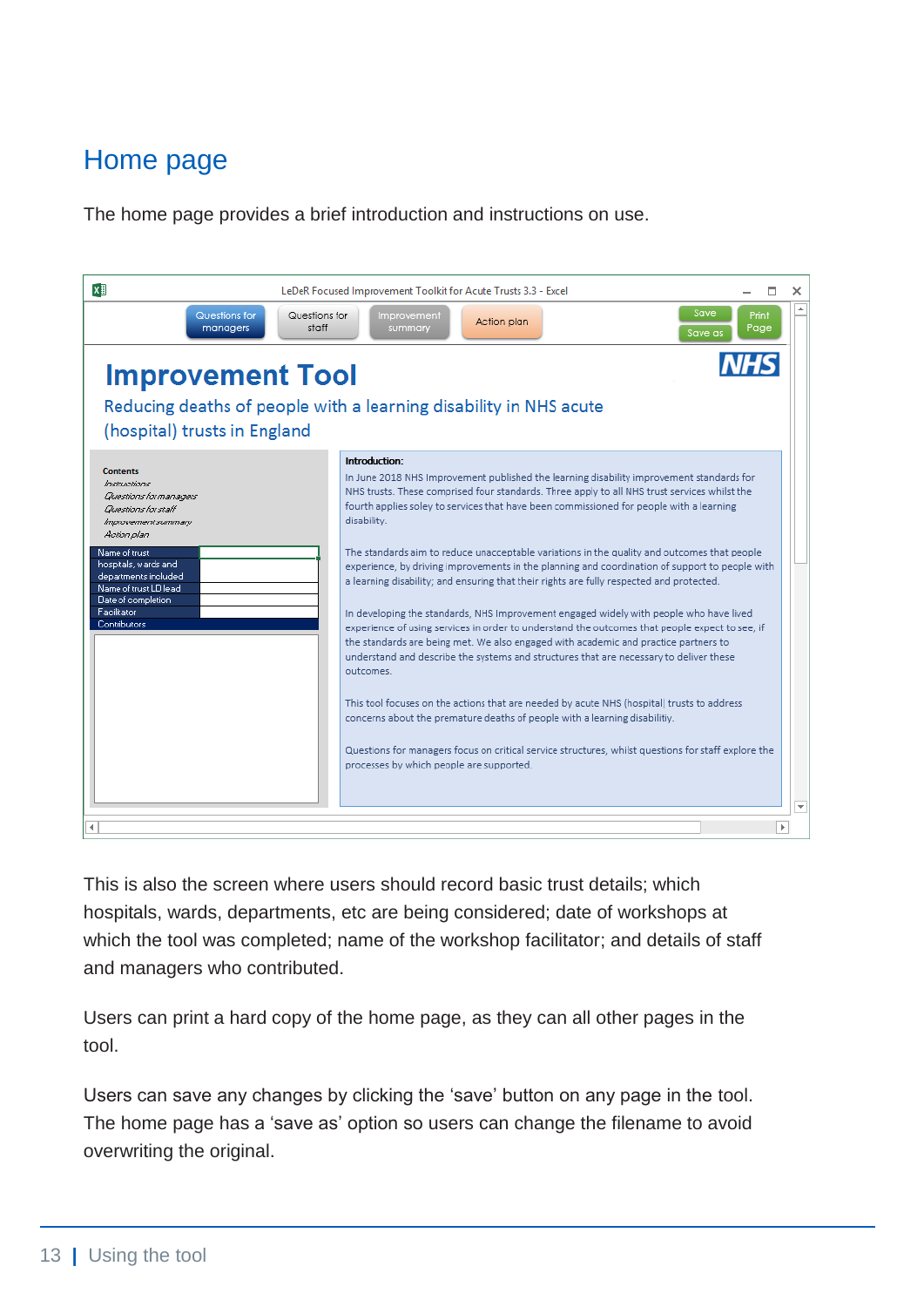## Home page

The home page provides a brief introduction and instructions on use.

This is also the screen where users should record basic trust details; which hospitals, wards, departments, etc are being considered; date of workshops at which the tool was completed; name of the workshop facilitator; and details of staff and managers who contributed.

Users can print a hard copy of the home page, as they can all other pages in the tool.

Users can save any changes by clicking the 'save' button on any page in the tool. The home page has a 'save as' option so users can change the filename to avoid overwriting the original.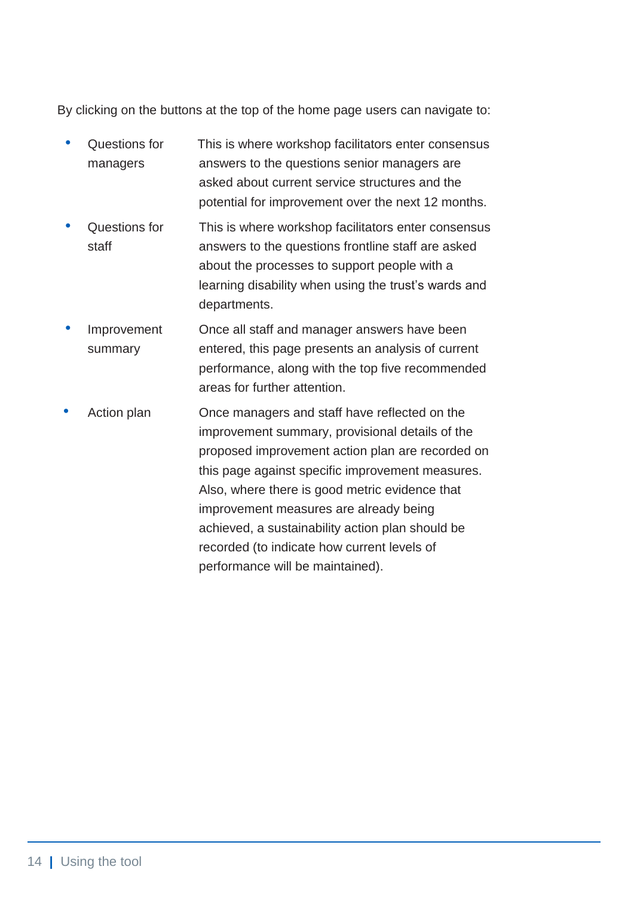By clicking on the buttons at the top of the home page users can navigate to:

- **Questions for managers** — This is where workshop facilitators enter consensus answers to the questions senior managers are asked about current service structures and the potential for improvement over the next 12 months.
- **Questions for staff** — This is where workshop facilitators enter consensus answers to the questions frontline staff are asked about the processes to support people with a learning disability when using the trust's wards and departments.
- **Improvement summary** — Once all staff and manager answers have been entered, this page presents an analysis of current performance, along with the top five recommended areas for further attention.
- **Action plan** — Once managers and staff have reflected on the improvement summary, provisional details of the proposed improvement action plan are recorded on this page against specific improvement measures. Also, where there is good metric evidence that improvement measures are already being achieved, a sustainability action plan should be recorded (to indicate how current levels of performance will be maintained).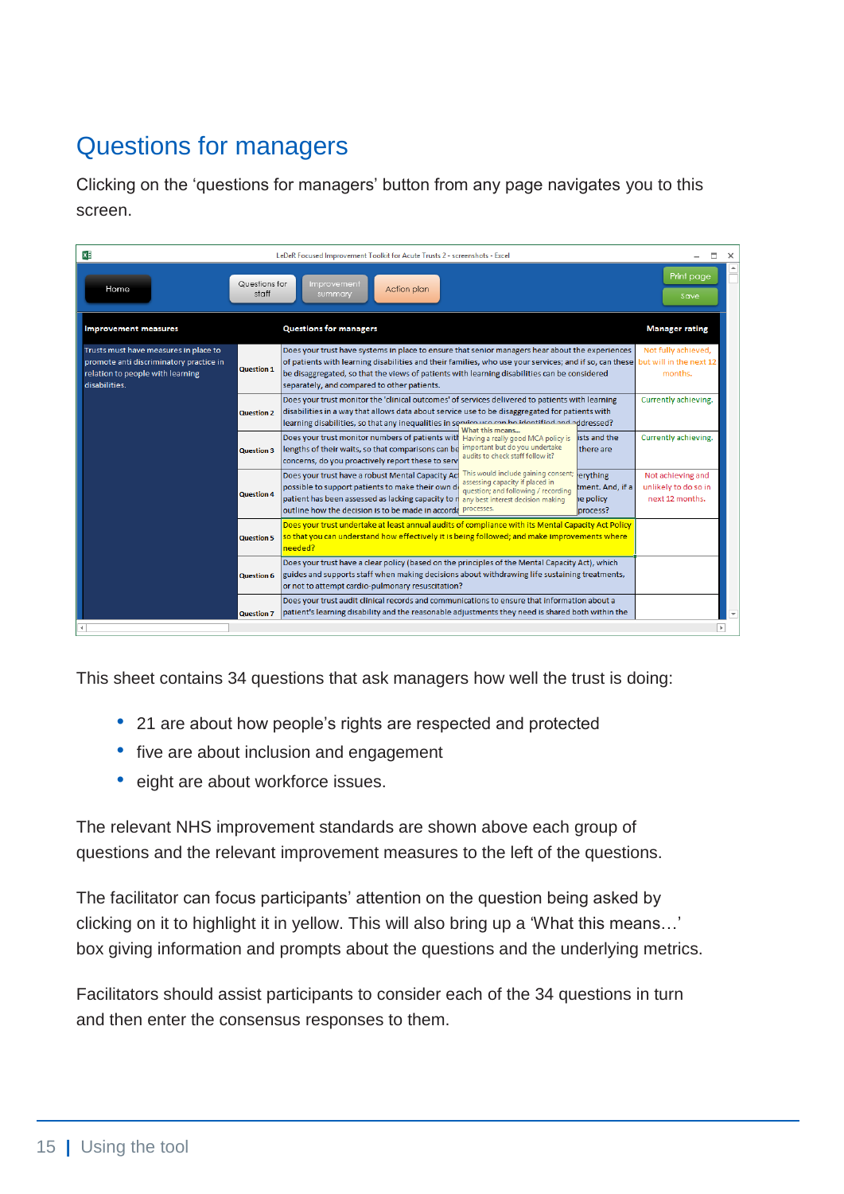## Questions for managers

Clicking on the 'questions for managers' button from any page navigates you to this screen.

This sheet contains 34 questions that ask managers how well the trust is doing:

- 21 are about how people's rights are respected and protected
- five are about inclusion and engagement
- eight are about workforce issues.

The relevant NHS improvement standards are shown above each group of questions and the relevant improvement measures to the left of the questions.

The facilitator can focus participants' attention on the question being asked by clicking on it to highlight it in yellow. This will also bring up a 'What this means…' box giving information and prompts about the questions and the underlying metrics.

Facilitators should assist participants to consider each of the 34 questions in turn and then enter the consensus responses to them.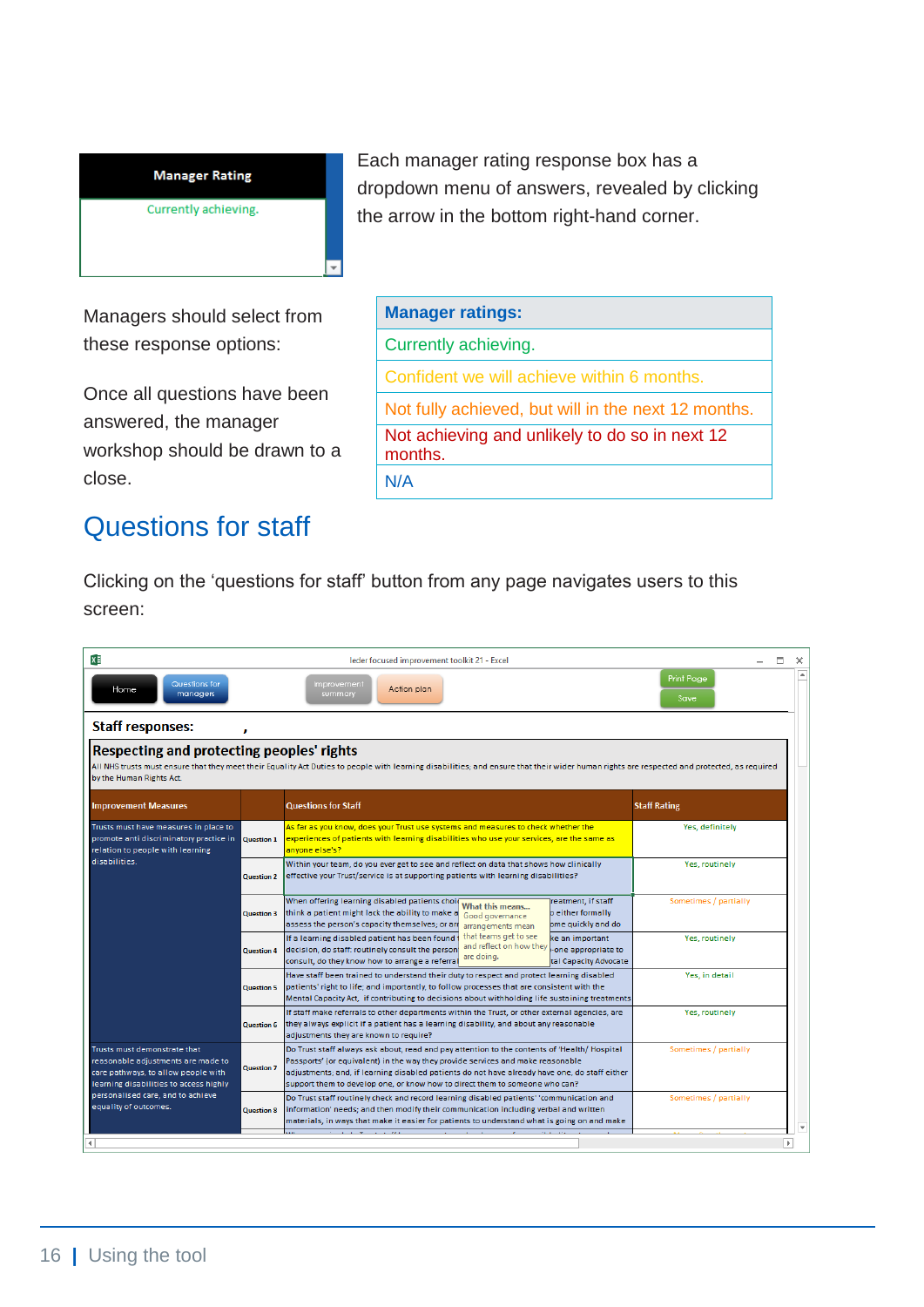Manager Rating

Currently achieving.

Each manager rating response box has a dropdown menu of answers, revealed by clicking the arrow in the bottom right-hand corner.

Managers should select from these response options:

Once all questions have been answered, the manager workshop should be drawn to a close.

| Manager ratings: |
| --- |
| Currently achieving. |
| Confident we will achieve within 6 months. |
| Not fully achieved, but will in the next 12 months. |
| Not achieving and unlikely to do so in next 12 months. |
| N/A |

## Questions for staff

Clicking on the ‘questions for staff’ button from any page navigates users to this screen: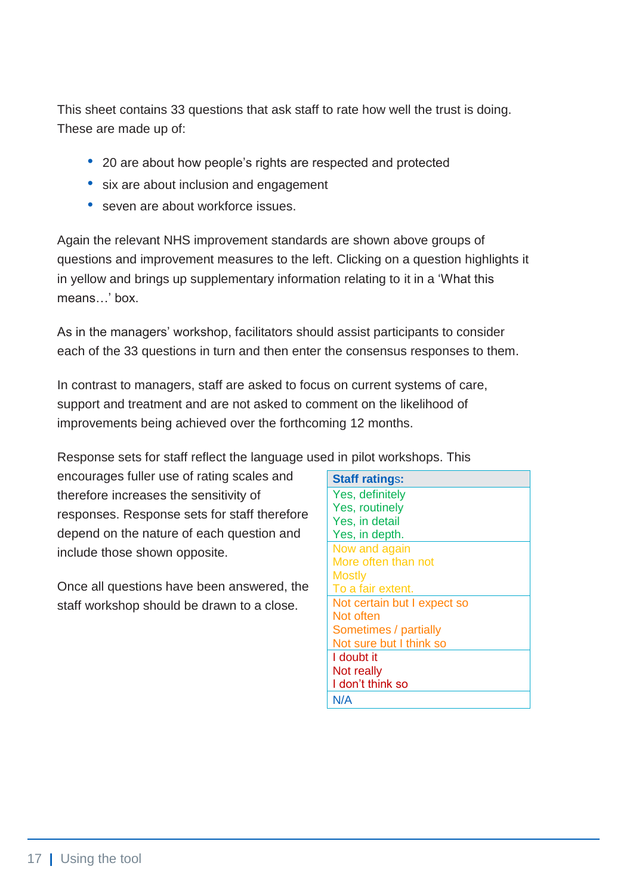This sheet contains 33 questions that ask staff to rate how well the trust is doing. These are made up of:

- 20 are about how people's rights are respected and protected
- six are about inclusion and engagement
- seven are about workforce issues.

Again the relevant NHS improvement standards are shown above groups of questions and improvement measures to the left. Clicking on a question highlights it in yellow and brings up supplementary information relating to it in a 'What this means…' box.

As in the managers' workshop, facilitators should assist participants to consider each of the 33 questions in turn and then enter the consensus responses to them.

In contrast to managers, staff are asked to focus on current systems of care, support and treatment and are not asked to comment on the likelihood of improvements being achieved over the forthcoming 12 months.

Response sets for staff reflect the language used in pilot workshops. This encourages fuller use of rating scales and therefore increases the sensitivity of responses. Response sets for staff therefore depend on the nature of each question and include those shown opposite.

| Staff ratings: |
|---|
| Yes, definitely<br>Yes, routinely<br>Yes, in detail<br>Yes, in depth. |
| Now and again<br>More often than not<br>Mostly<br>To a fair extent. |
| Not certain but I expect so<br>Not often<br>Sometimes / partially<br>Not sure but I think so |
| I doubt it<br>Not really<br>I don't think so |
| N/A |

Once all questions have been answered, the staff workshop should be drawn to a close.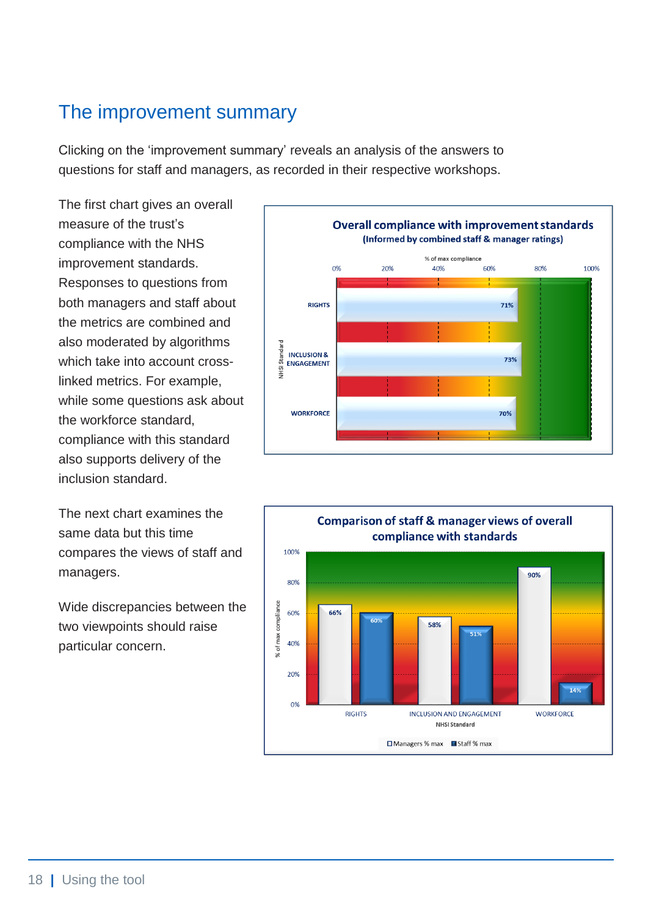# The improvement summary

Clicking on the 'improvement summary' reveals an analysis of the answers to questions for staff and managers, as recorded in their respective workshops.

The first chart gives an overall measure of the trust's compliance with the NHS improvement standards. Responses to questions from both managers and staff about the metrics are combined and also moderated by algorithms which take into account cross-linked metrics. For example, while some questions ask about the workforce standard, compliance with this standard also supports delivery of the inclusion standard.

**Overall compliance with improvement standards**
**(Informed by combined staff & manager ratings)**

| NHSI Standard | % of max compliance |
|---|---|
| RIGHTS | 71% |
| INCLUSION & ENGAGEMENT | 73% |
| WORKFORCE | 70% |

The next chart examines the same data but this time compares the views of staff and managers.

Wide discrepancies between the two viewpoints should raise particular concern.

**Comparison of staff & manager views of overall compliance with standards**

| NHSI Standard | Managers % max | Staff % max |
|---|---|---|
| RIGHTS | 66% | 60% |
| INCLUSION AND ENGAGEMENT | 58% | 51% |
| WORKFORCE | 90% | 14% |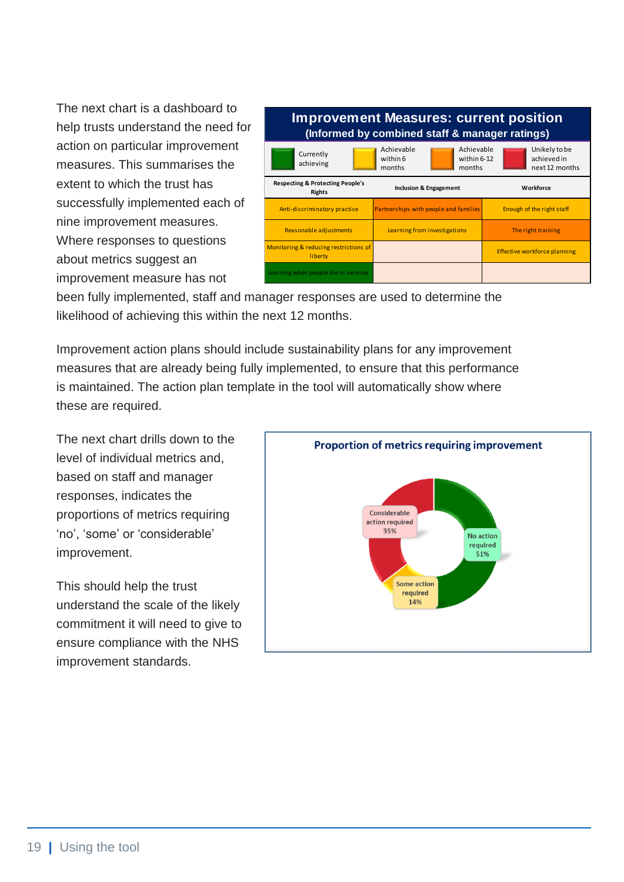The next chart is a dashboard to help trusts understand the need for action on particular improvement measures. This summarises the extent to which the trust has successfully implemented each of nine improvement measures. Where responses to questions about metrics suggest an improvement measure has not been fully implemented, staff and manager responses are used to determine the likelihood of achieving this within the next 12 months.

**Improvement Measures: current position**
**(Informed by combined staff & manager ratings)**

Key: Green – Currently achieving; Yellow – Achievable within 6 months; Orange – Achievable within 6-12 months; Red – Unikely to be achieved in next 12 months

| Respecting & Protecting People's Rights | Inclusion & Engagement | Workforce |
|---|---|---|
| Anti-discriminatory practice | Partnerships with people and families | Enough of the right staff |
| Reasonable adjustments | Learning from investigations | The right training |
| Monitoring & reducing restrictions of liberty | | Effective workforce planning |
| Learning when people die in services | | |

Improvement action plans should include sustainability plans for any improvement measures that are already being fully implemented, to ensure that this performance is maintained. The action plan template in the tool will automatically show where these are required.

The next chart drills down to the level of individual metrics and, based on staff and manager responses, indicates the proportions of metrics requiring 'no', 'some' or 'considerable' improvement.

**Proportion of metrics requiring improvement**

| Category | Proportion |
|---|---|
| No action required | 51% |
| Some action required | 14% |
| Considerable action required | 35% |

This should help the trust understand the scale of the likely commitment it will need to give to ensure compliance with the NHS improvement standards.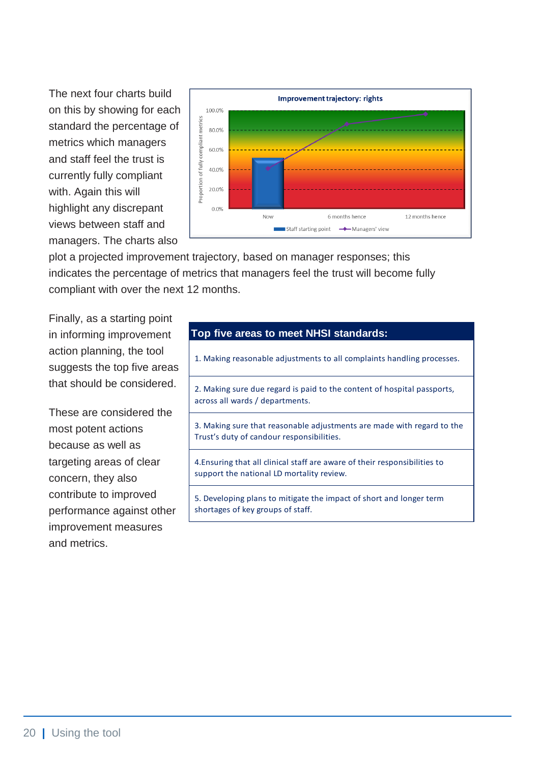The next four charts build on this by showing for each standard the percentage of metrics which managers and staff feel the trust is currently fully compliant with. Again this will highlight any discrepant views between staff and managers. The charts also plot a projected improvement trajectory, based on manager responses; this indicates the percentage of metrics that managers feel the trust will become fully compliant with over the next 12 months.

**Improvement trajectory: rights**

Proportion of fully compliant metrics: 0.0% – 100.0%

Now | 6 months hence | 12 months hence

Staff starting point — Managers' view

Finally, as a starting point in informing improvement action planning, the tool suggests the top five areas that should be considered.

These are considered the most potent actions because as well as targeting areas of clear concern, they also contribute to improved performance against other improvement measures and metrics.

| Top five areas to meet NHSI standards: |
|---|
| 1. Making reasonable adjustments to all complaints handling processes. |
| 2. Making sure due regard is paid to the content of hospital passports, across all wards / departments. |
| 3. Making sure that reasonable adjustments are made with regard to the Trust's duty of candour responsibilities. |
| 4.Ensuring that all clinical staff are aware of their responsibilities to support the national LD mortality review. |
| 5. Developing plans to mitigate the impact of short and longer term shortages of key groups of staff. |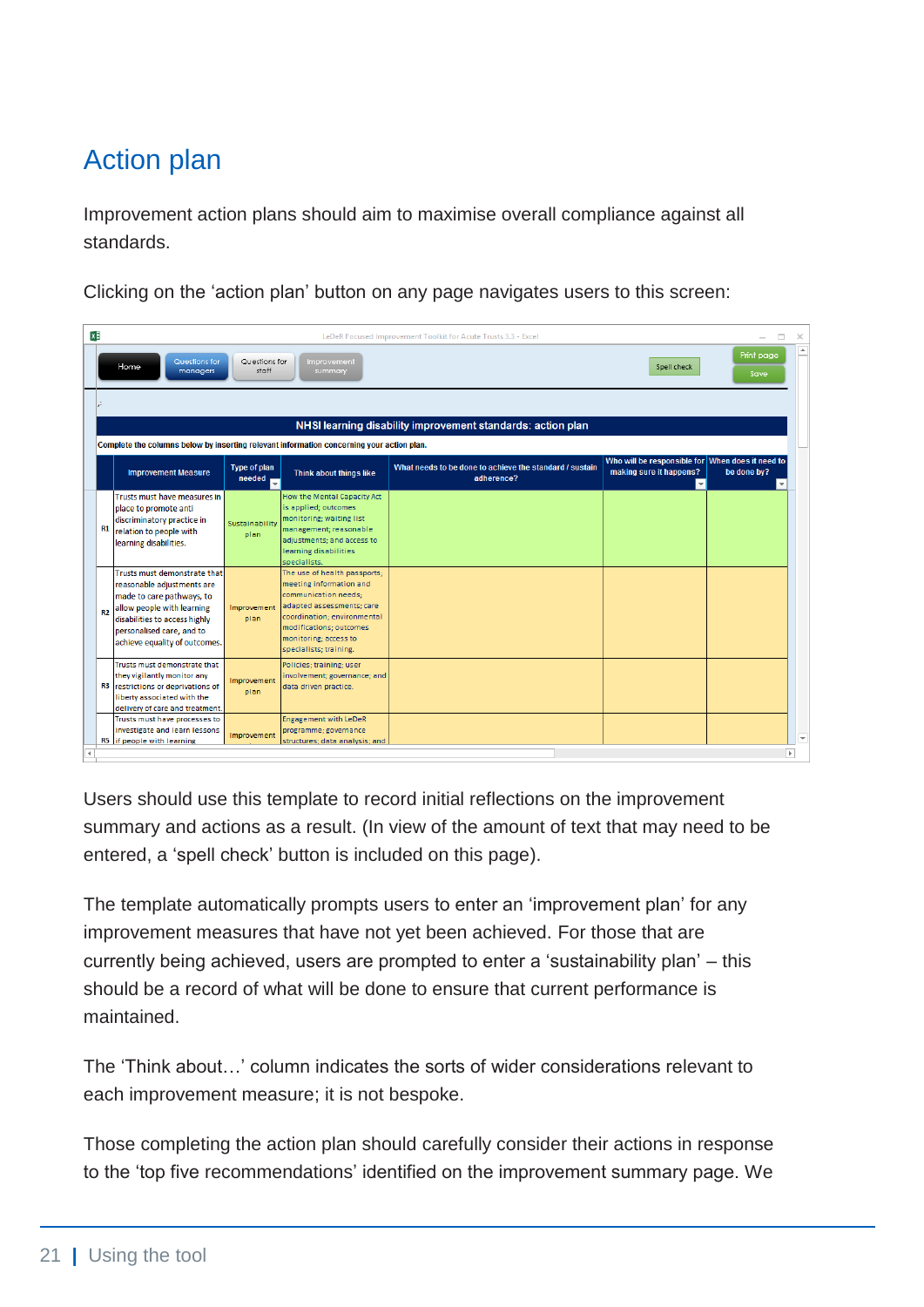# Action plan

Improvement action plans should aim to maximise overall compliance against all standards.

Clicking on the 'action plan' button on any page navigates users to this screen:

Users should use this template to record initial reflections on the improvement summary and actions as a result. (In view of the amount of text that may need to be entered, a 'spell check' button is included on this page).

The template automatically prompts users to enter an 'improvement plan' for any improvement measures that have not yet been achieved. For those that are currently being achieved, users are prompted to enter a 'sustainability plan' – this should be a record of what will be done to ensure that current performance is maintained.

The 'Think about…' column indicates the sorts of wider considerations relevant to each improvement measure; it is not bespoke.

Those completing the action plan should carefully consider their actions in response to the 'top five recommendations' identified on the improvement summary page. We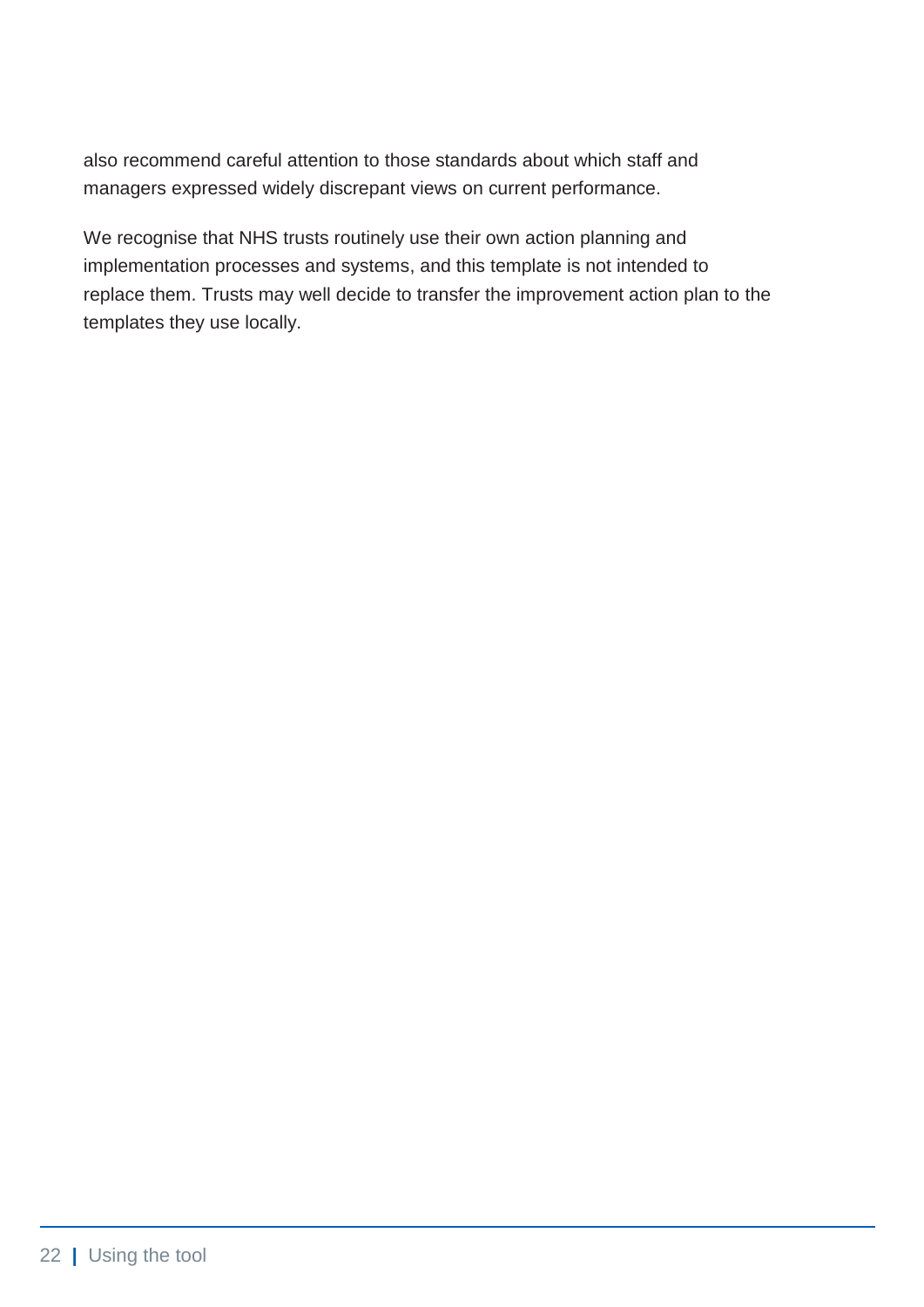also recommend careful attention to those standards about which staff and managers expressed widely discrepant views on current performance.

We recognise that NHS trusts routinely use their own action planning and implementation processes and systems, and this template is not intended to replace them. Trusts may well decide to transfer the improvement action plan to the templates they use locally.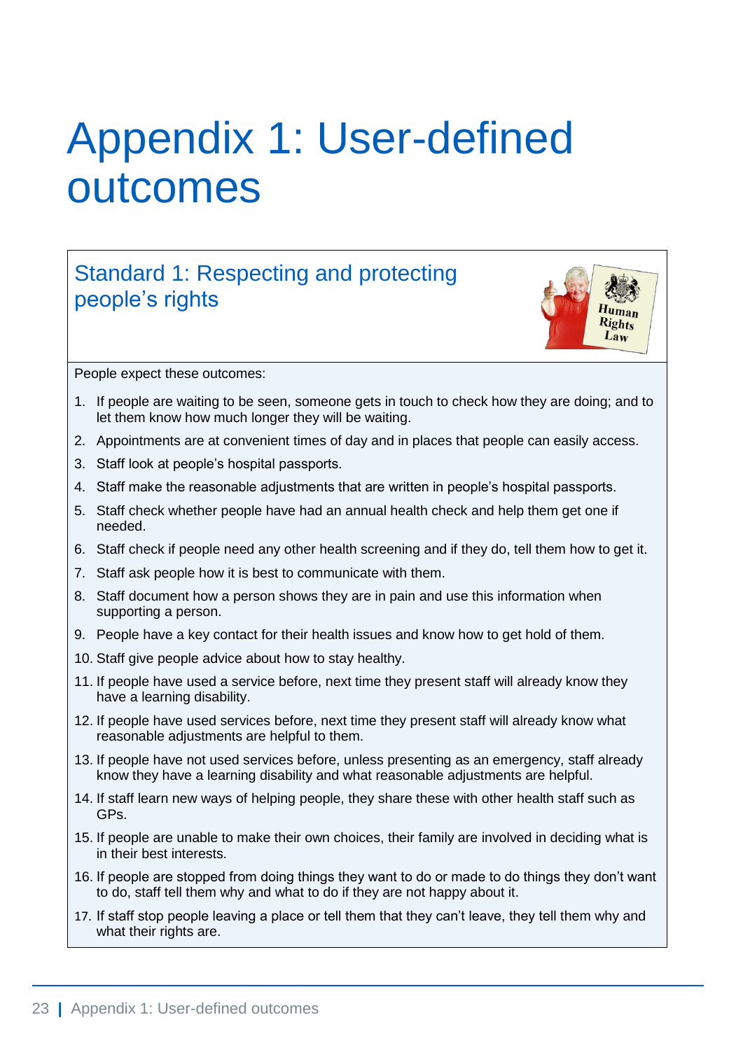# Appendix 1: User-defined outcomes

## Standard 1: Respecting and protecting people's rights

People expect these outcomes:

1. If people are waiting to be seen, someone gets in touch to check how they are doing; and to let them know how much longer they will be waiting.
2. Appointments are at convenient times of day and in places that people can easily access.
3. Staff look at people's hospital passports.
4. Staff make the reasonable adjustments that are written in people's hospital passports.
5. Staff check whether people have had an annual health check and help them get one if needed.
6. Staff check if people need any other health screening and if they do, tell them how to get it.
7. Staff ask people how it is best to communicate with them.
8. Staff document how a person shows they are in pain and use this information when supporting a person.
9. People have a key contact for their health issues and know how to get hold of them.
10. Staff give people advice about how to stay healthy.
11. If people have used a service before, next time they present staff will already know they have a learning disability.
12. If people have used services before, next time they present staff will already know what reasonable adjustments are helpful to them.
13. If people have not used services before, unless presenting as an emergency, staff already know they have a learning disability and what reasonable adjustments are helpful.
14. If staff learn new ways of helping people, they share these with other health staff such as GPs.
15. If people are unable to make their own choices, their family are involved in deciding what is in their best interests.
16. If people are stopped from doing things they want to do or made to do things they don't want to do, staff tell them why and what to do if they are not happy about it.
17. If staff stop people leaving a place or tell them that they can't leave, they tell them why and what their rights are.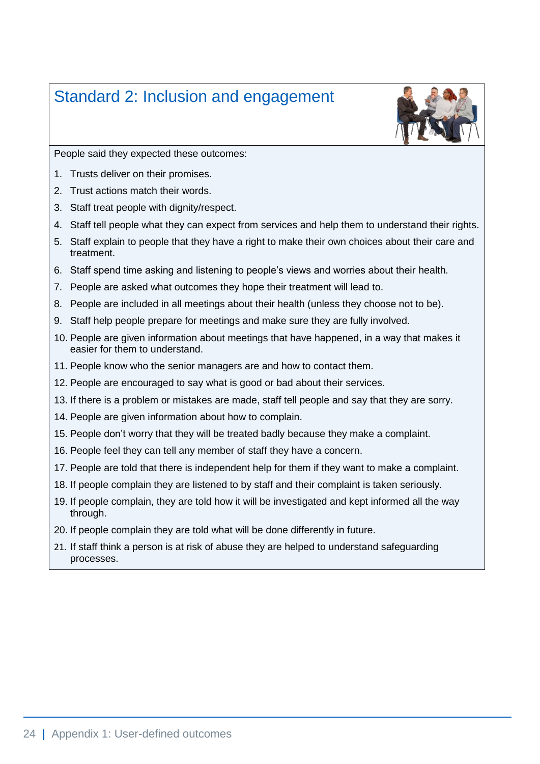## Standard 2: Inclusion and engagement

People said they expected these outcomes:

1. Trusts deliver on their promises.
2. Trust actions match their words.
3. Staff treat people with dignity/respect.
4. Staff tell people what they can expect from services and help them to understand their rights.
5. Staff explain to people that they have a right to make their own choices about their care and treatment.
6. Staff spend time asking and listening to people's views and worries about their health.
7. People are asked what outcomes they hope their treatment will lead to.
8. People are included in all meetings about their health (unless they choose not to be).
9. Staff help people prepare for meetings and make sure they are fully involved.
10. People are given information about meetings that have happened, in a way that makes it easier for them to understand.
11. People know who the senior managers are and how to contact them.
12. People are encouraged to say what is good or bad about their services.
13. If there is a problem or mistakes are made, staff tell people and say that they are sorry.
14. People are given information about how to complain.
15. People don't worry that they will be treated badly because they make a complaint.
16. People feel they can tell any member of staff they have a concern.
17. People are told that there is independent help for them if they want to make a complaint.
18. If people complain they are listened to by staff and their complaint is taken seriously.
19. If people complain, they are told how it will be investigated and kept informed all the way through.
20. If people complain they are told what will be done differently in future.
21. If staff think a person is at risk of abuse they are helped to understand safeguarding processes.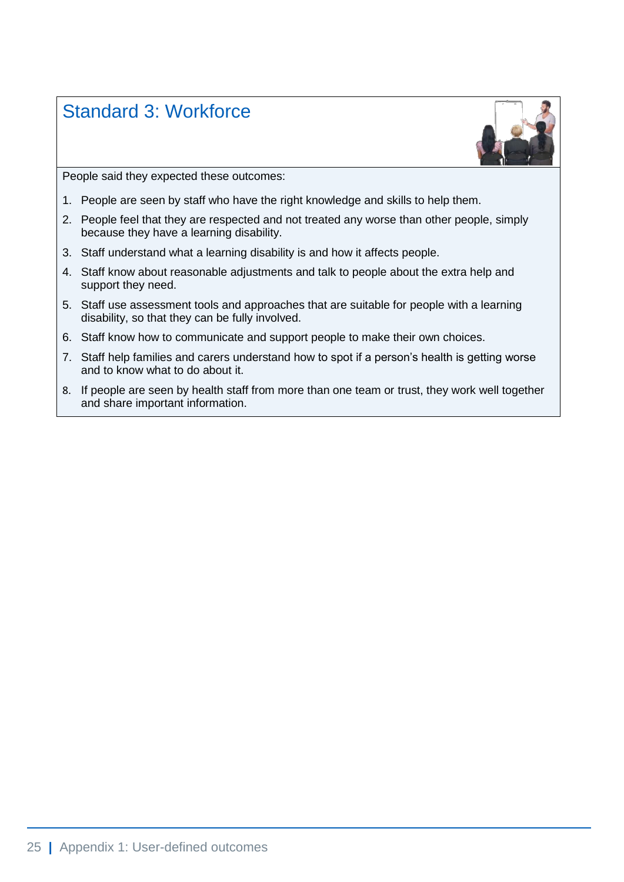## Standard 3: Workforce

People said they expected these outcomes:

1. People are seen by staff who have the right knowledge and skills to help them.
2. People feel that they are respected and not treated any worse than other people, simply because they have a learning disability.
3. Staff understand what a learning disability is and how it affects people.
4. Staff know about reasonable adjustments and talk to people about the extra help and support they need.
5. Staff use assessment tools and approaches that are suitable for people with a learning disability, so that they can be fully involved.
6. Staff know how to communicate and support people to make their own choices.
7. Staff help families and carers understand how to spot if a person's health is getting worse and to know what to do about it.
8. If people are seen by health staff from more than one team or trust, they work well together and share important information.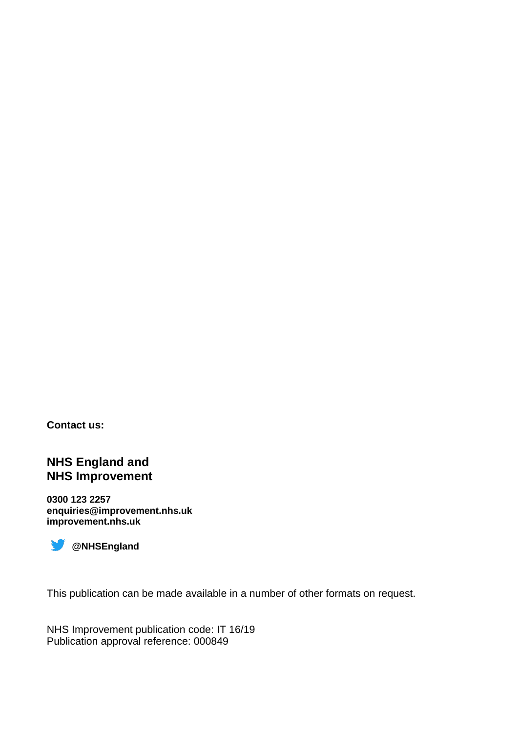**Contact us:**

## NHS England and NHS Improvement

**0300 123 2257**
**enquiries@improvement.nhs.uk**
**improvement.nhs.uk**

**@NHSEngland**

This publication can be made available in a number of other formats on request.

NHS Improvement publication code: IT 16/19
Publication approval reference: 000849